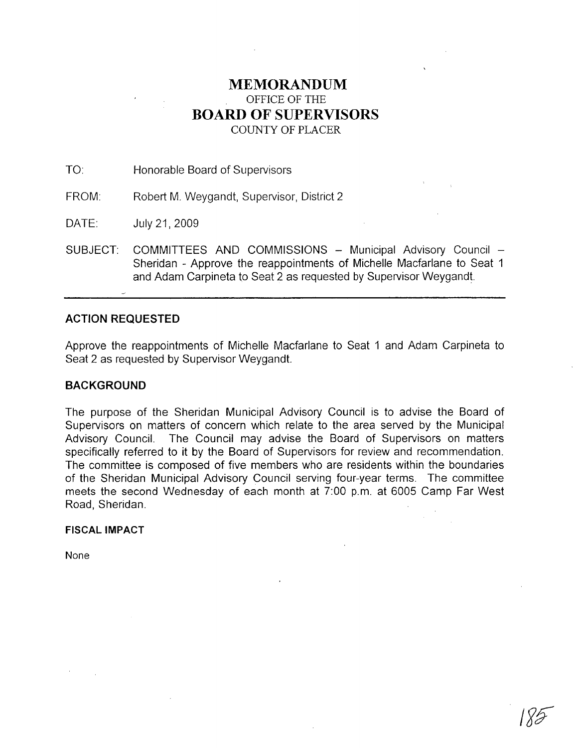# MEMORANDUM

OFFICE OF THE

# BOARD OF SUPERVISORS

COUNTY OF PLACER

TO: Honorable Board of Supervisors

FROM: Robert M. Weygandt, Supervisor, District 2

DATE: July 21, 2009

SUBJECT: COMMITTEES AND COMMISSIONS – Municipal Advisory Council – Sheridan - Approve the reappointments of Michelle Macfarlane to Seat 1 and Adam Carpineta to Seat 2 as requested by Supervisor Weygandt.

---

## ACTION REQUESTED

Approve the reappointments of Michelle Macfarlane to Seat 1 and Adam Carpineta to Seat 2 as requested by Supervisor Weygandt.

## BACKGROUND

The purpose of the Sheridan Municipal Advisory Council is to advise the Board of Supervisors on matters of concern which relate to the area served by the Municipal Advisory Council. The Council may advise the Board of Supervisors on matters specifically referred to it by the Board of Supervisors for review and recommendation. The committee is composed of five members who are residents within the boundaries of the Sheridan Municipal Advisory Council serving four-year terms. The committee meets the second Wednesday of each month at 7:00 p.m. at 6005 Camp Far West Road, Sheridan.

### FISCAL IMPACT

None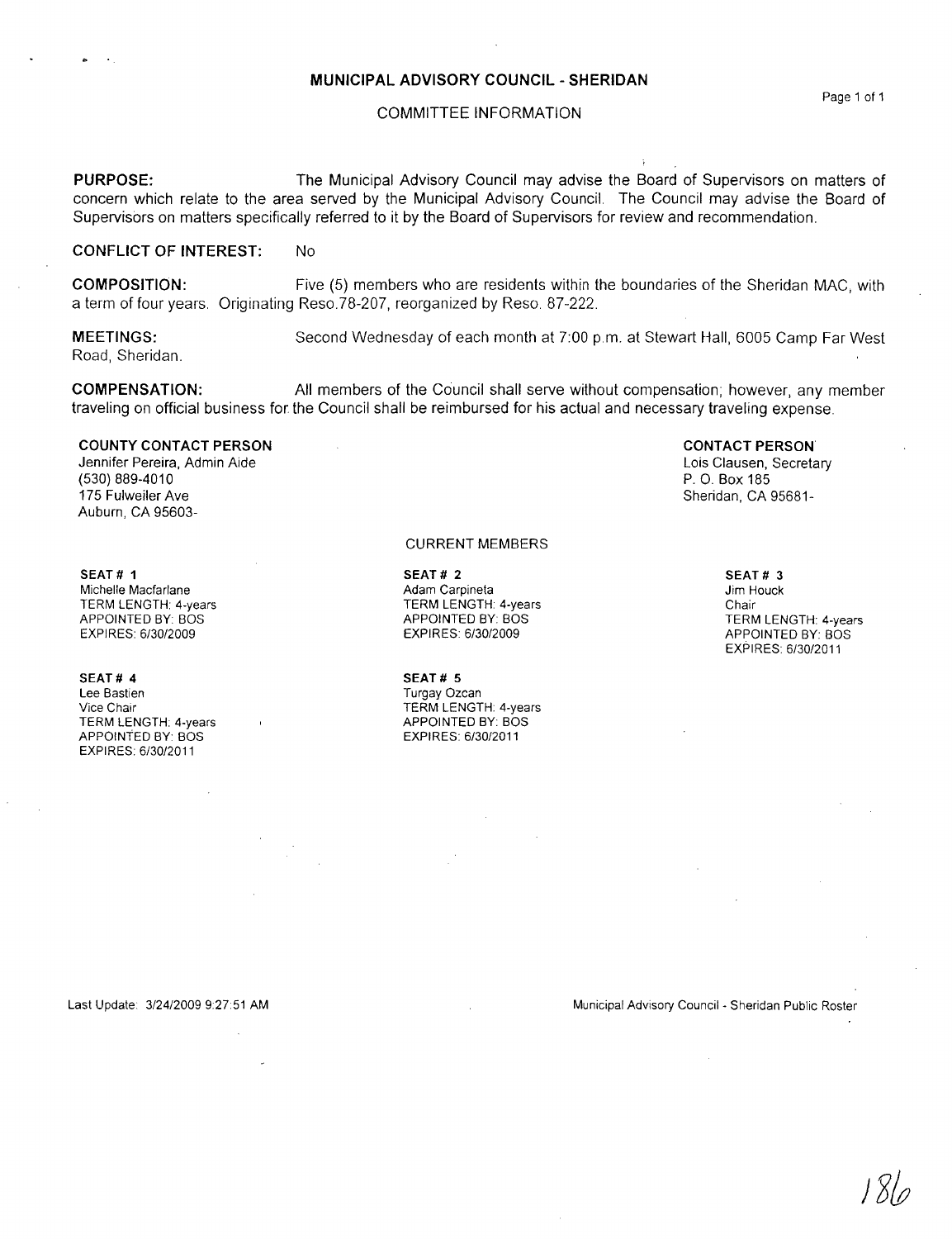# MUNICIPAL ADVISORY COUNCIL - SHERIDAN

## COMMITTEE INFORMATION

**PURPOSE:** The Municipal Advisory Council may advise the Board of Supervisors on matters of concern which relate to the area served by the Municipal Advisory Council. The Council may advise the Board of Supervisors on matters specifically referred to it by the Board of Supervisors for review and recommendation.

**CONFLICT OF INTEREST:** No

**COMPOSITION:** Five (5) members who are residents within the boundaries of the Sheridan MAC, with a term of four years. Originating Reso.78-207, reorganized by Reso. 87-222.

**MEETINGS:** Second Wednesday of each month at 7:00 p.m. at Stewart Hall, 6005 Camp Far West Road, Sheridan.

**COMPENSATION:** All members of the Council shall serve without compensation; however, any member traveling on official business for the Council shall be reimbursed for his actual and necessary traveling expense.

**COUNTY CONTACT PERSON**
Jennifer Pereira, Admin Aide
(530) 889-4010
175 Fulweiler Ave
Auburn, CA 95603-

**CONTACT PERSON**
Lois Clausen, Secretary
P. O. Box 185
Sheridan, CA 95681-

### CURRENT MEMBERS

**SEAT # 1**
Michelle Macfarlane
TERM LENGTH: 4-years
APPOINTED BY: BOS
EXPIRES: 6/30/2009

**SEAT # 2**
Adam Carpineta
TERM LENGTH: 4-years
APPOINTED BY: BOS
EXPIRES: 6/30/2009

**SEAT # 3**
Jim Houck
Chair
TERM LENGTH: 4-years
APPOINTED BY: BOS
EXPIRES: 6/30/2011

**SEAT # 4**
Lee Bastien
Vice Chair
TERM LENGTH: 4-years
APPOINTED BY: BOS
EXPIRES: 6/30/2011

**SEAT # 5**
Turgay Ozcan
TERM LENGTH: 4-years
APPOINTED BY: BOS
EXPIRES: 6/30/2011

Last Update: 3/24/2009 9:27:51 AM

Municipal Advisory Council - Sheridan Public Roster